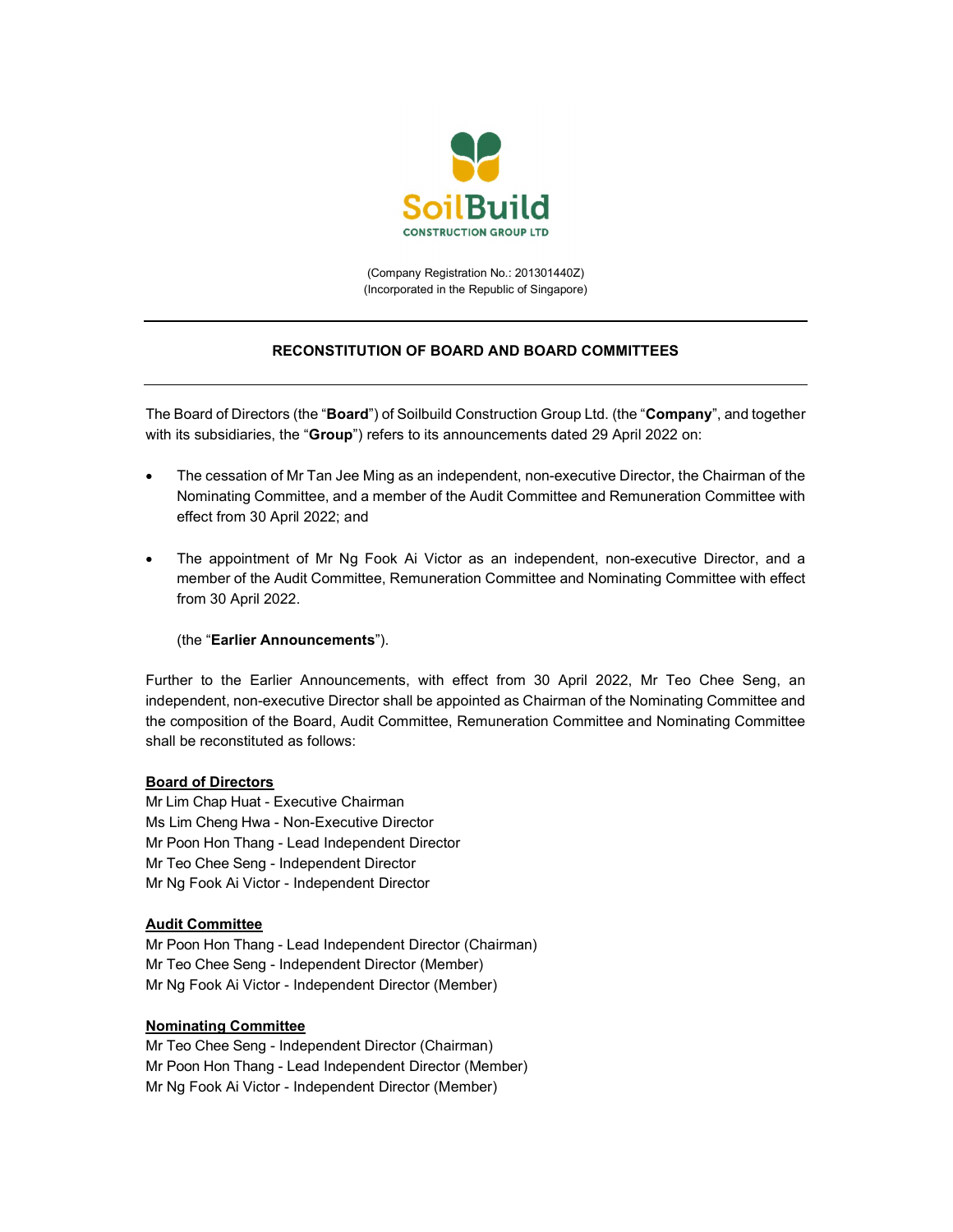SoilBuild CONSTRUCTION GROUP LTD

(Company Registration No.: 201301440Z)
(Incorporated in the Republic of Singapore)

---

## RECONSTITUTION OF BOARD AND BOARD COMMITTEES

---

The Board of Directors (the "**Board**") of Soilbuild Construction Group Ltd. (the "**Company**", and together with its subsidiaries, the "**Group**") refers to its announcements dated 29 April 2022 on:

- The cessation of Mr Tan Jee Ming as an independent, non-executive Director, the Chairman of the Nominating Committee, and a member of the Audit Committee and Remuneration Committee with effect from 30 April 2022; and
- The appointment of Mr Ng Fook Ai Victor as an independent, non-executive Director, and a member of the Audit Committee, Remuneration Committee and Nominating Committee with effect from 30 April 2022.

(the "**Earlier Announcements**").

Further to the Earlier Announcements, with effect from 30 April 2022, Mr Teo Chee Seng, an independent, non-executive Director shall be appointed as Chairman of the Nominating Committee and the composition of the Board, Audit Committee, Remuneration Committee and Nominating Committee shall be reconstituted as follows:

**Board of Directors**
Mr Lim Chap Huat - Executive Chairman
Ms Lim Cheng Hwa - Non-Executive Director
Mr Poon Hon Thang - Lead Independent Director
Mr Teo Chee Seng - Independent Director
Mr Ng Fook Ai Victor - Independent Director

**Audit Committee**
Mr Poon Hon Thang - Lead Independent Director (Chairman)
Mr Teo Chee Seng - Independent Director (Member)
Mr Ng Fook Ai Victor - Independent Director (Member)

**Nominating Committee**
Mr Teo Chee Seng - Independent Director (Chairman)
Mr Poon Hon Thang - Lead Independent Director (Member)
Mr Ng Fook Ai Victor - Independent Director (Member)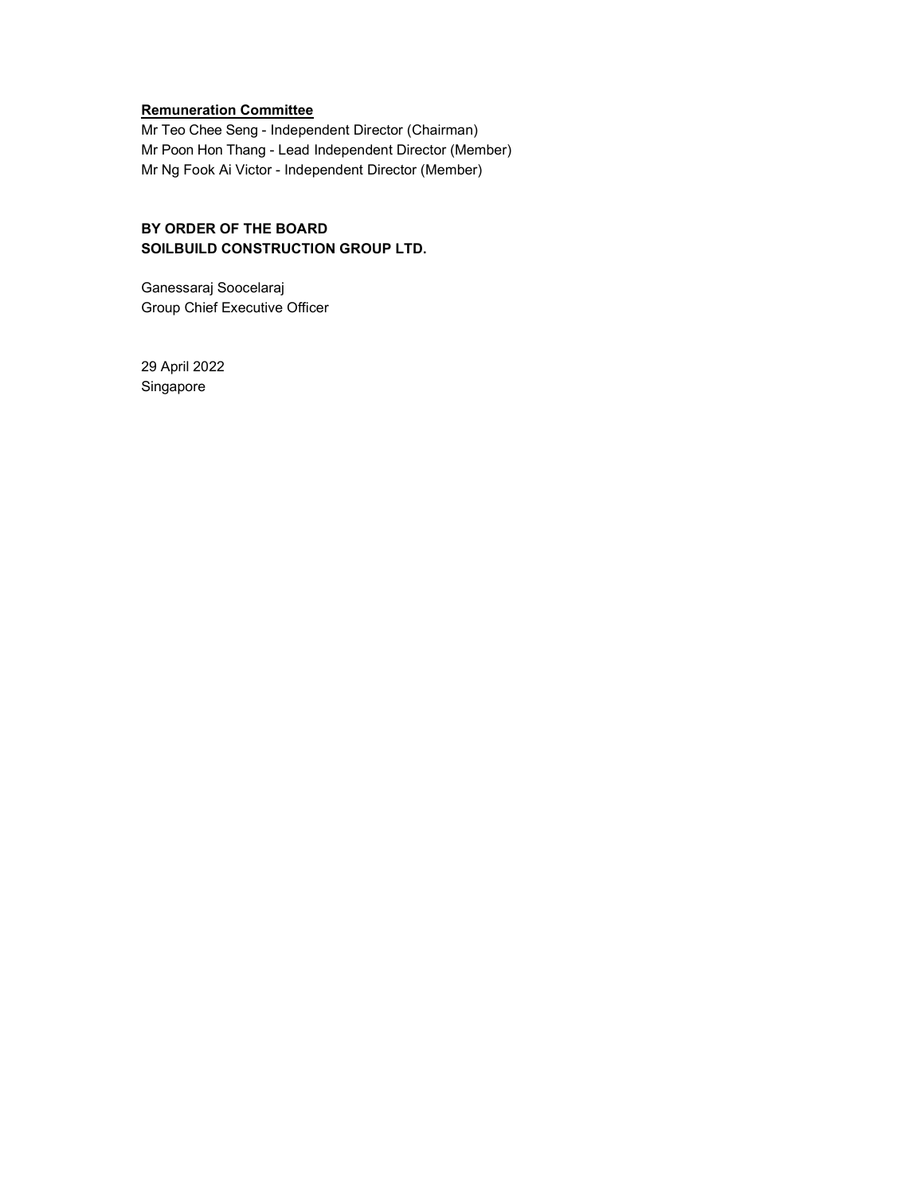**Remuneration Committee**

Mr Teo Chee Seng - Independent Director (Chairman)
Mr Poon Hon Thang - Lead Independent Director (Member)
Mr Ng Fook Ai Victor - Independent Director (Member)

**BY ORDER OF THE BOARD**
**SOILBUILD CONSTRUCTION GROUP LTD.**

Ganessaraj Soocelaraj
Group Chief Executive Officer

29 April 2022
Singapore